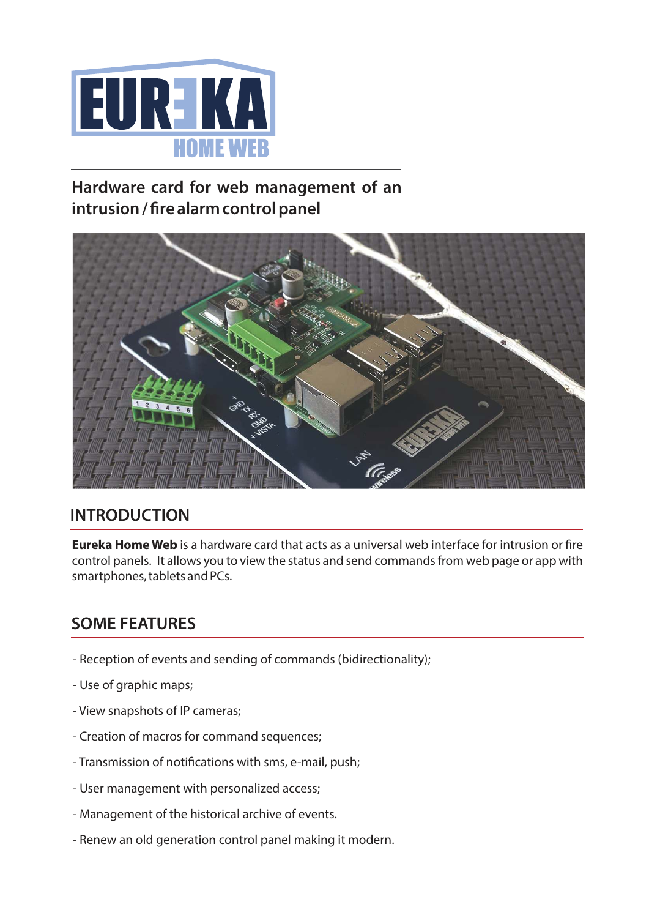# Hardware card for web management of an intrusion / fire alarm control panel

## INTRODUCTION

**Eureka Home Web** is a hardware card that acts as a universal web interface for intrusion or fire control panels. It allows you to view the status and send commands from web page or app with smartphones, tablets and PCs.

## SOME FEATURES

- Reception of events and sending of commands (bidirectionality);
- Use of graphic maps;
- View snapshots of IP cameras;
- Creation of macros for command sequences;
- Transmission of notifications with sms, e-mail, push;
- User management with personalized access;
- Management of the historical archive of events.
- Renew an old generation control panel making it modern.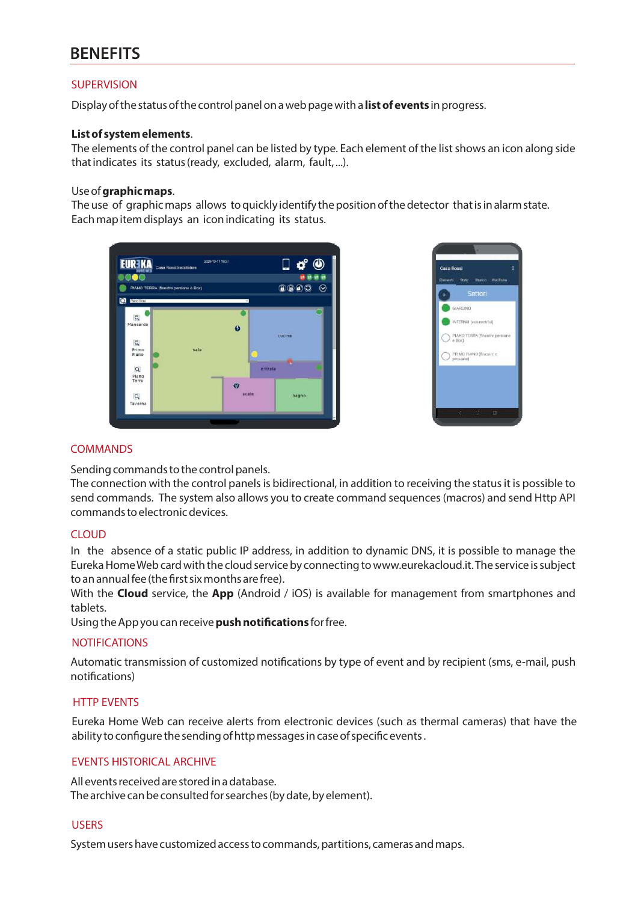# BENEFITS

## SUPERVISION

Display of the status of the control panel on a web page with a **list of events** in progress.

**List of system elements**.
The elements of the control panel can be listed by type. Each element of the list shows an icon along side that indicates its status (ready, excluded, alarm, fault, ...).

Use of **graphic maps**.
The use of graphic maps allows to quickly identify the position of the detector that is in alarm state. Each map item displays an icon indicating its status.

## COMMANDS

Sending commands to the control panels.
The connection with the control panels is bidirectional, in addition to receiving the status it is possible to send commands. The system also allows you to create command sequences (macros) and send Http API commands to electronic devices.

## CLOUD

In the absence of a static public IP address, in addition to dynamic DNS, it is possible to manage the Eureka Home Web card with the cloud service by connecting to www.eurekacloud.it. The service is subject to an annual fee (the first six months are free).
With the **Cloud** service, the **App** (Android / iOS) is available for management from smartphones and tablets.
Using the App you can receive **push notifications** for free.

## NOTIFICATIONS

Automatic transmission of customized notifications by type of event and by recipient (sms, e-mail, push notifications)

## HTTP EVENTS

Eureka Home Web can receive alerts from electronic devices (such as thermal cameras) that have the ability to configure the sending of http messages in case of specific events .

## EVENTS HISTORICAL ARCHIVE

All events received are stored in a database.
The archive can be consulted for searches (by date, by element).

## USERS

System users have customized access to commands, partitions, cameras and maps.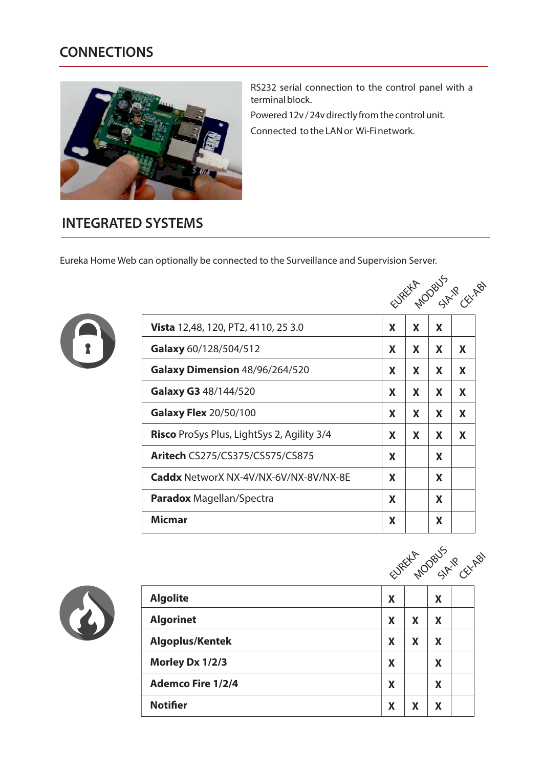## CONNECTIONS

RS232 serial connection to the control panel with a terminal block.

Powered 12v / 24v directly from the control unit.

Connected to the LAN or Wi-Fi network.

## INTEGRATED SYSTEMS

Eureka Home Web can optionally be connected to the Surveillance and Supervision Server.

| | EUREKA | MODBUS | SIA-IP | CEI-ABI |
|---|---|---|---|---|
| **Vista** 12,48, 120, PT2, 4110, 25 3.0 | X | X | X | |
| **Galaxy** 60/128/504/512 | X | X | X | X |
| **Galaxy Dimension** 48/96/264/520 | X | X | X | X |
| **Galaxy G3** 48/144/520 | X | X | X | X |
| **Galaxy Flex** 20/50/100 | X | X | X | X |
| **Risco** ProSys Plus, LightSys 2, Agility 3/4 | X | X | X | X |
| **Aritech** CS275/CS375/CS575/CS875 | X | | X | |
| **Caddx** NetworX NX-4V/NX-6V/NX-8V/NX-8E | X | | X | |
| **Paradox** Magellan/Spectra | X | | X | |
| **Micmar** | X | | X | |

| | EUREKA | MODBUS | SIA-IP | CEI-ABI |
|---|---|---|---|---|
| **Algolite** | X | | X | |
| **Algorinet** | X | X | X | |
| **Algoplus/Kentek** | X | X | X | |
| **Morley Dx 1/2/3** | X | | X | |
| **Ademco Fire 1/2/4** | X | | X | |
| **Notifier** | X | X | X | |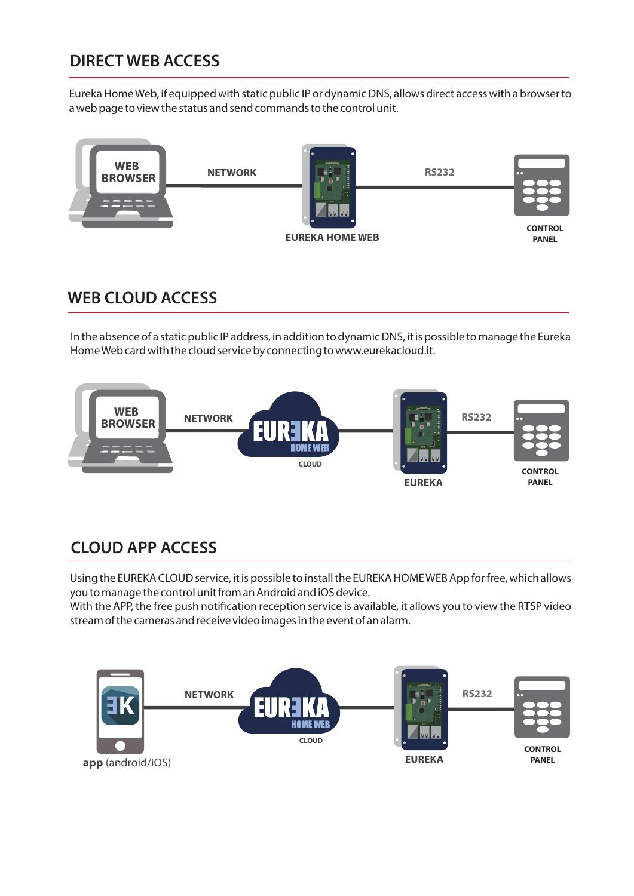## DIRECT WEB ACCESS

Eureka Home Web, if equipped with static public IP or dynamic DNS, allows direct access with a browser to a web page to view the status and send commands to the control unit.

WEB BROWSER — NETWORK — EUREKA HOME WEB — RS232 — CONTROL PANEL

## WEB CLOUD ACCESS

In the absence of a static public IP address, in addition to dynamic DNS, it is possible to manage the Eureka Home Web card with the cloud service by connecting to www.eurekacloud.it.

WEB BROWSER — NETWORK — EUREKA HOME WEB CLOUD — EUREKA — RS232 — CONTROL PANEL

## CLOUD APP ACCESS

Using the EUREKA CLOUD service, it is possible to install the EUREKA HOME WEB App for free, which allows you to manage the control unit from an Android and iOS device.
With the APP, the free push notification reception service is available, it allows you to view the RTSP video stream of the cameras and receive video images in the event of an alarm.

**app** (android/iOS) — NETWORK — EUREKA HOME WEB CLOUD — EUREKA — RS232 — CONTROL PANEL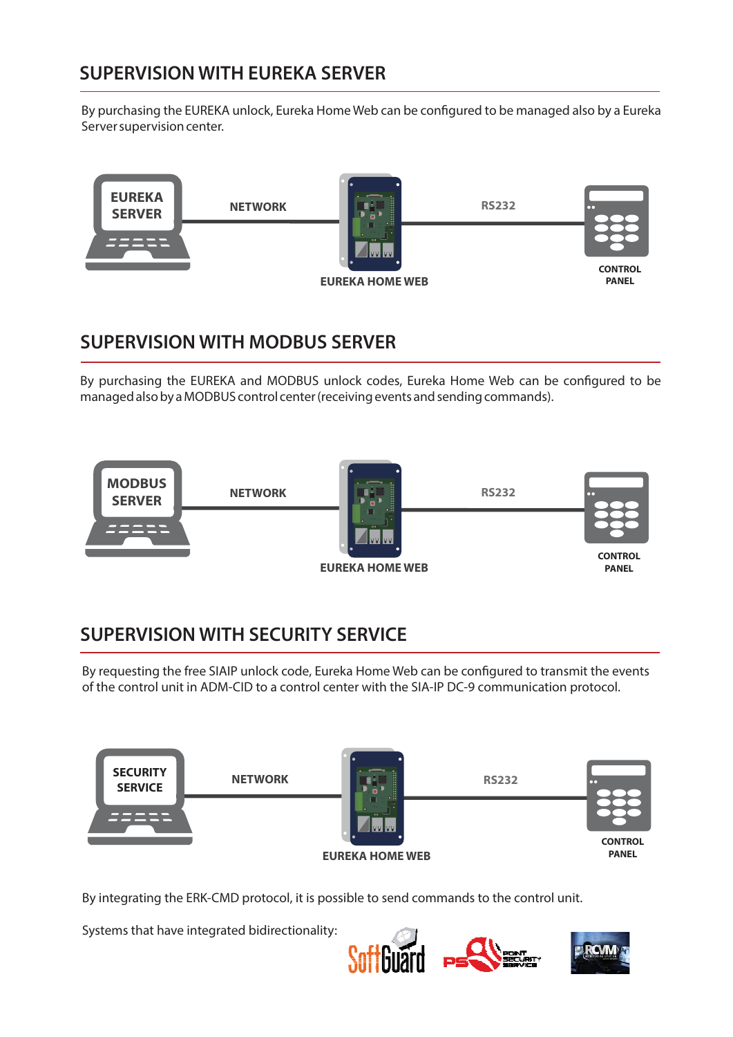## SUPERVISION WITH EUREKA SERVER

By purchasing the EUREKA unlock, Eureka Home Web can be configured to be managed also by a Eureka Server supervision center.

EUREKA SERVER — NETWORK — EUREKA HOME WEB — RS232 — CONTROL PANEL

## SUPERVISION WITH MODBUS SERVER

By purchasing the EUREKA and MODBUS unlock codes, Eureka Home Web can be configured to be managed also by a MODBUS control center (receiving events and sending commands).

MODBUS SERVER — NETWORK — EUREKA HOME WEB — RS232 — CONTROL PANEL

## SUPERVISION WITH SECURITY SERVICE

By requesting the free SIAIP unlock code, Eureka Home Web can be configured to transmit the events of the control unit in ADM-CID to a control center with the SIA-IP DC-9 communication protocol.

SECURITY SERVICE — NETWORK — EUREKA HOME WEB — RS232 — CONTROL PANEL

By integrating the ERK-CMD protocol, it is possible to send commands to the control unit.

Systems that have integrated bidirectionality: SoftGuard, PS Point Security Service, RCVM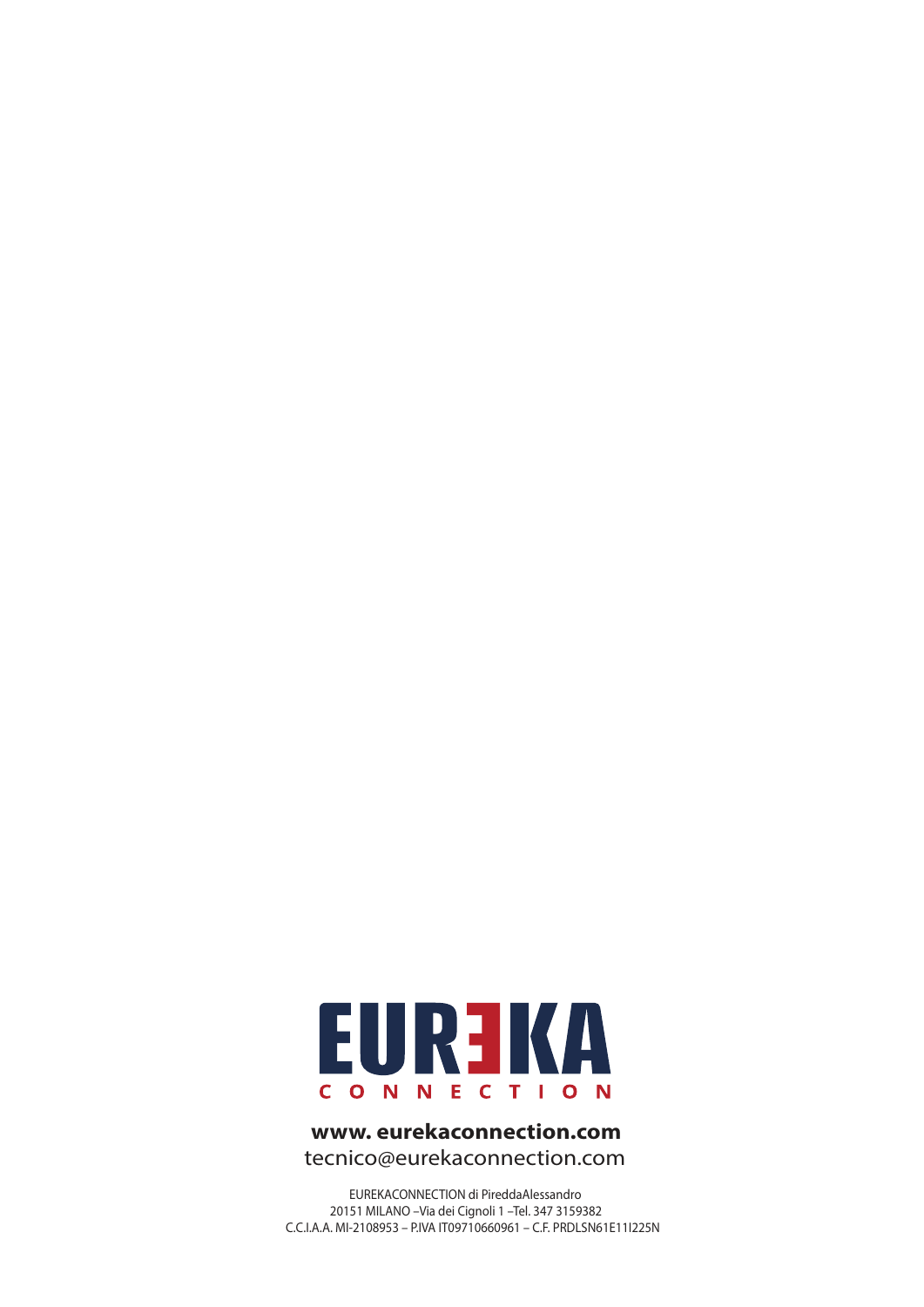EUR3KA
CONNECTION

**www. eurekaconnection.com**
tecnico@eurekaconnection.com

EUREKACONNECTION di PireddaAlessandro
20151 MILANO –Via dei Cignoli 1 –Tel. 347 3159382
C.C.I.A.A. MI-2108953 – P.IVA IT09710660961 – C.F. PRDLSN61E11I225N